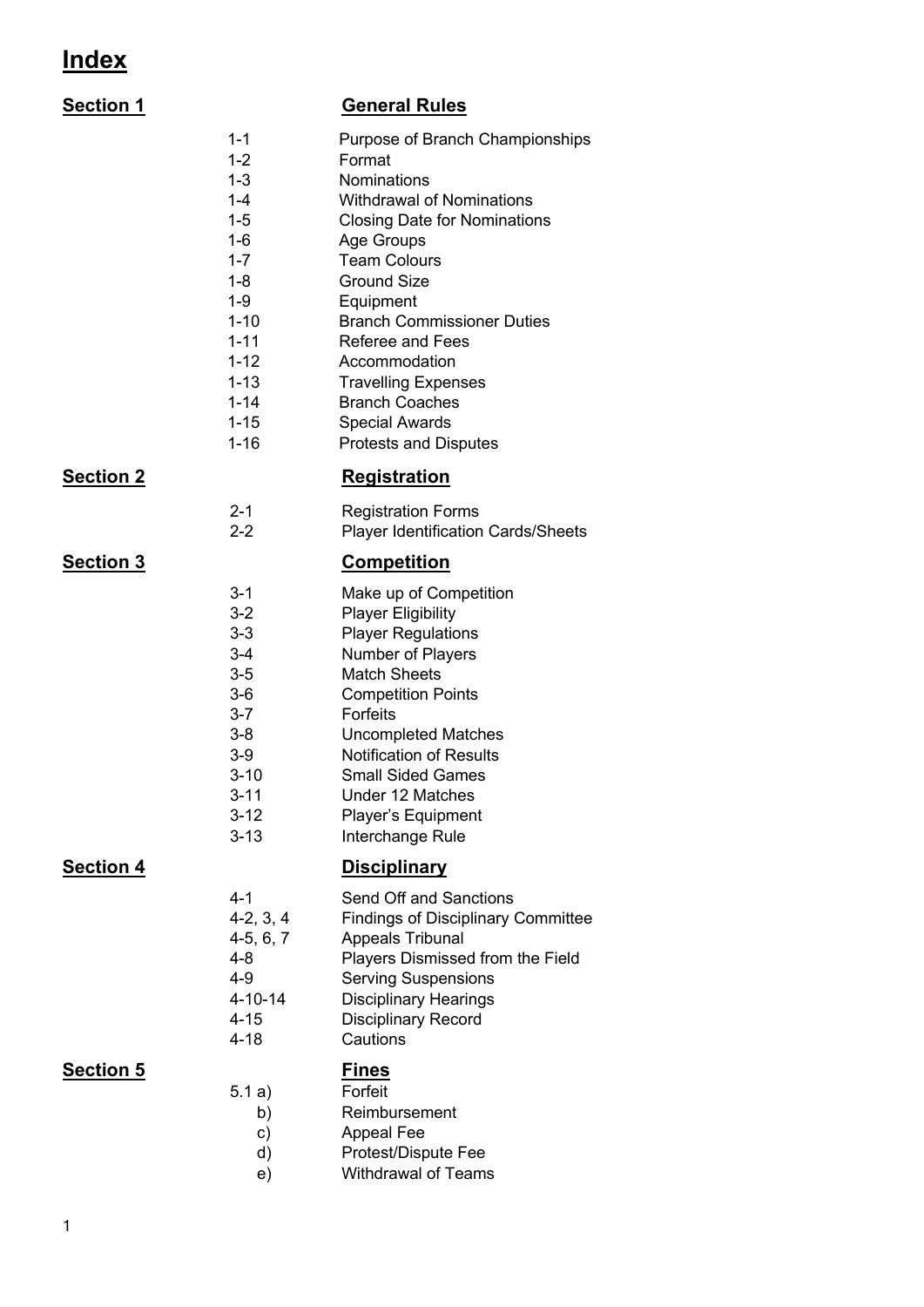# Index

| Section | | |
|---|---|---|
| **Section 1** | | **General Rules** |
| | 1-1 | Purpose of Branch Championships |
| | 1-2 | Format |
| | 1-3 | Nominations |
| | 1-4 | Withdrawal of Nominations |
| | 1-5 | Closing Date for Nominations |
| | 1-6 | Age Groups |
| | 1-7 | Team Colours |
| | 1-8 | Ground Size |
| | 1-9 | Equipment |
| | 1-10 | Branch Commissioner Duties |
| | 1-11 | Referee and Fees |
| | 1-12 | Accommodation |
| | 1-13 | Travelling Expenses |
| | 1-14 | Branch Coaches |
| | 1-15 | Special Awards |
| | 1-16 | Protests and Disputes |
| **Section 2** | | **Registration** |
| | 2-1 | Registration Forms |
| | 2-2 | Player Identification Cards/Sheets |
| **Section 3** | | **Competition** |
| | 3-1 | Make up of Competition |
| | 3-2 | Player Eligibility |
| | 3-3 | Player Regulations |
| | 3-4 | Number of Players |
| | 3-5 | Match Sheets |
| | 3-6 | Competition Points |
| | 3-7 | Forfeits |
| | 3-8 | Uncompleted Matches |
| | 3-9 | Notification of Results |
| | 3-10 | Small Sided Games |
| | 3-11 | Under 12 Matches |
| | 3-12 | Player's Equipment |
| | 3-13 | Interchange Rule |
| **Section 4** | | **Disciplinary** |
| | 4-1 | Send Off and Sanctions |
| | 4-2, 3, 4 | Findings of Disciplinary Committee |
| | 4-5, 6, 7 | Appeals Tribunal |
| | 4-8 | Players Dismissed from the Field |
| | 4-9 | Serving Suspensions |
| | 4-10-14 | Disciplinary Hearings |
| | 4-15 | Disciplinary Record |
| | 4-18 | Cautions |
| **Section 5** | | **Fines** |
| | 5.1 a) | Forfeit |
| | b) | Reimbursement |
| | c) | Appeal Fee |
| | d) | Protest/Dispute Fee |
| | e) | Withdrawal of Teams |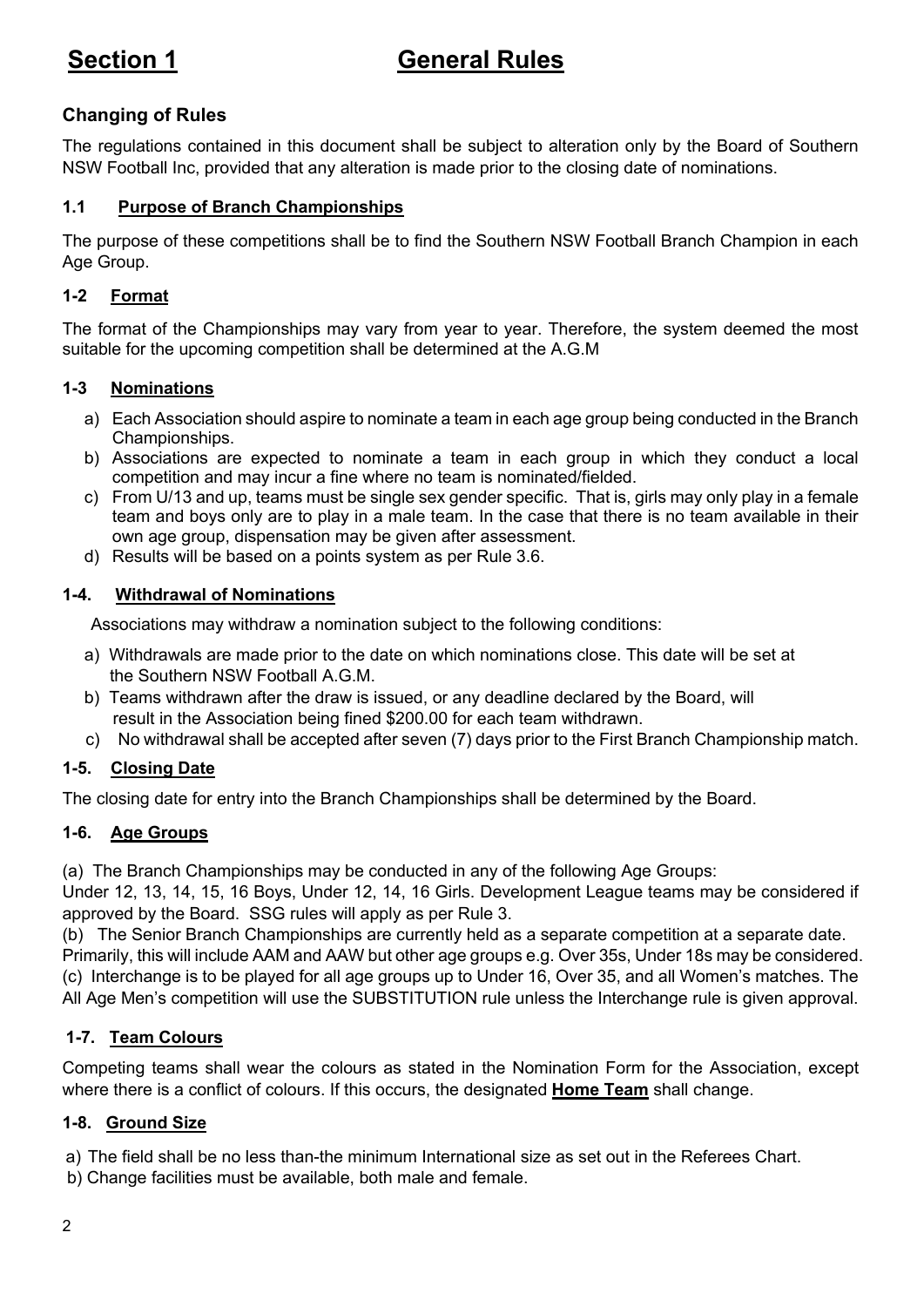# Section 1 General Rules

### Changing of Rules

The regulations contained in this document shall be subject to alteration only by the Board of Southern NSW Football Inc, provided that any alteration is made prior to the closing date of nominations.

### 1.1 Purpose of Branch Championships

The purpose of these competitions shall be to find the Southern NSW Football Branch Champion in each Age Group.

### 1-2 Format

The format of the Championships may vary from year to year. Therefore, the system deemed the most suitable for the upcoming competition shall be determined at the A.G.M

### 1-3 Nominations

a) Each Association should aspire to nominate a team in each age group being conducted in the Branch Championships.
b) Associations are expected to nominate a team in each group in which they conduct a local competition and may incur a fine where no team is nominated/fielded.
c) From U/13 and up, teams must be single sex gender specific. That is, girls may only play in a female team and boys only are to play in a male team. In the case that there is no team available in their own age group, dispensation may be given after assessment.
d) Results will be based on a points system as per Rule 3.6.

### 1-4. Withdrawal of Nominations

Associations may withdraw a nomination subject to the following conditions:

a) Withdrawals are made prior to the date on which nominations close. This date will be set at the Southern NSW Football A.G.M.
b) Teams withdrawn after the draw is issued, or any deadline declared by the Board, will result in the Association being fined $200.00 for each team withdrawn.
c) No withdrawal shall be accepted after seven (7) days prior to the First Branch Championship match.

### 1-5. Closing Date

The closing date for entry into the Branch Championships shall be determined by the Board.

### 1-6. Age Groups

(a) The Branch Championships may be conducted in any of the following Age Groups:
Under 12, 13, 14, 15, 16 Boys, Under 12, 14, 16 Girls. Development League teams may be considered if approved by the Board. SSG rules will apply as per Rule 3.
(b) The Senior Branch Championships are currently held as a separate competition at a separate date. Primarily, this will include AAM and AAW but other age groups e.g. Over 35s, Under 18s may be considered.
(c) Interchange is to be played for all age groups up to Under 16, Over 35, and all Women's matches. The All Age Men's competition will use the SUBSTITUTION rule unless the Interchange rule is given approval.

### 1-7. Team Colours

Competing teams shall wear the colours as stated in the Nomination Form for the Association, except where there is a conflict of colours. If this occurs, the designated **Home Team** shall change.

### 1-8. Ground Size

a) The field shall be no less than-the minimum International size as set out in the Referees Chart.
b) Change facilities must be available, both male and female.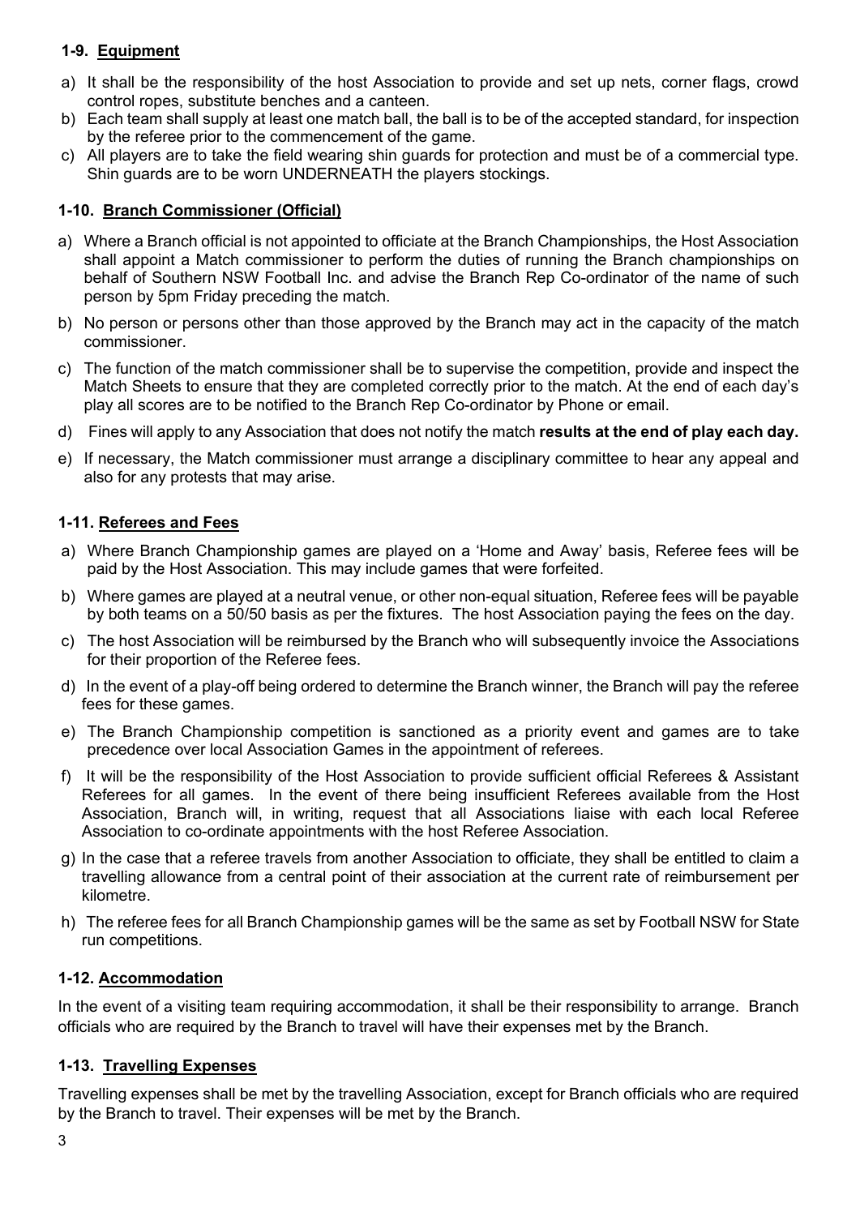### 1-9. Equipment

a) It shall be the responsibility of the host Association to provide and set up nets, corner flags, crowd control ropes, substitute benches and a canteen.

b) Each team shall supply at least one match ball, the ball is to be of the accepted standard, for inspection by the referee prior to the commencement of the game.

c) All players are to take the field wearing shin guards for protection and must be of a commercial type. Shin guards are to be worn UNDERNEATH the players stockings.

### 1-10. Branch Commissioner (Official)

a) Where a Branch official is not appointed to officiate at the Branch Championships, the Host Association shall appoint a Match commissioner to perform the duties of running the Branch championships on behalf of Southern NSW Football Inc. and advise the Branch Rep Co-ordinator of the name of such person by 5pm Friday preceding the match.

b) No person or persons other than those approved by the Branch may act in the capacity of the match commissioner.

c) The function of the match commissioner shall be to supervise the competition, provide and inspect the Match Sheets to ensure that they are completed correctly prior to the match. At the end of each day's play all scores are to be notified to the Branch Rep Co-ordinator by Phone or email.

d) Fines will apply to any Association that does not notify the match **results at the end of play each day.**

e) If necessary, the Match commissioner must arrange a disciplinary committee to hear any appeal and also for any protests that may arise.

### 1-11. Referees and Fees

a) Where Branch Championship games are played on a 'Home and Away' basis, Referee fees will be paid by the Host Association. This may include games that were forfeited.

b) Where games are played at a neutral venue, or other non-equal situation, Referee fees will be payable by both teams on a 50/50 basis as per the fixtures. The host Association paying the fees on the day.

c) The host Association will be reimbursed by the Branch who will subsequently invoice the Associations for their proportion of the Referee fees.

d) In the event of a play-off being ordered to determine the Branch winner, the Branch will pay the referee fees for these games.

e) The Branch Championship competition is sanctioned as a priority event and games are to take precedence over local Association Games in the appointment of referees.

f) It will be the responsibility of the Host Association to provide sufficient official Referees & Assistant Referees for all games. In the event of there being insufficient Referees available from the Host Association, Branch will, in writing, request that all Associations liaise with each local Referee Association to co-ordinate appointments with the host Referee Association.

g) In the case that a referee travels from another Association to officiate, they shall be entitled to claim a travelling allowance from a central point of their association at the current rate of reimbursement per kilometre.

h) The referee fees for all Branch Championship games will be the same as set by Football NSW for State run competitions.

### 1-12. Accommodation

In the event of a visiting team requiring accommodation, it shall be their responsibility to arrange. Branch officials who are required by the Branch to travel will have their expenses met by the Branch.

### 1-13. Travelling Expenses

Travelling expenses shall be met by the travelling Association, except for Branch officials who are required by the Branch to travel. Their expenses will be met by the Branch.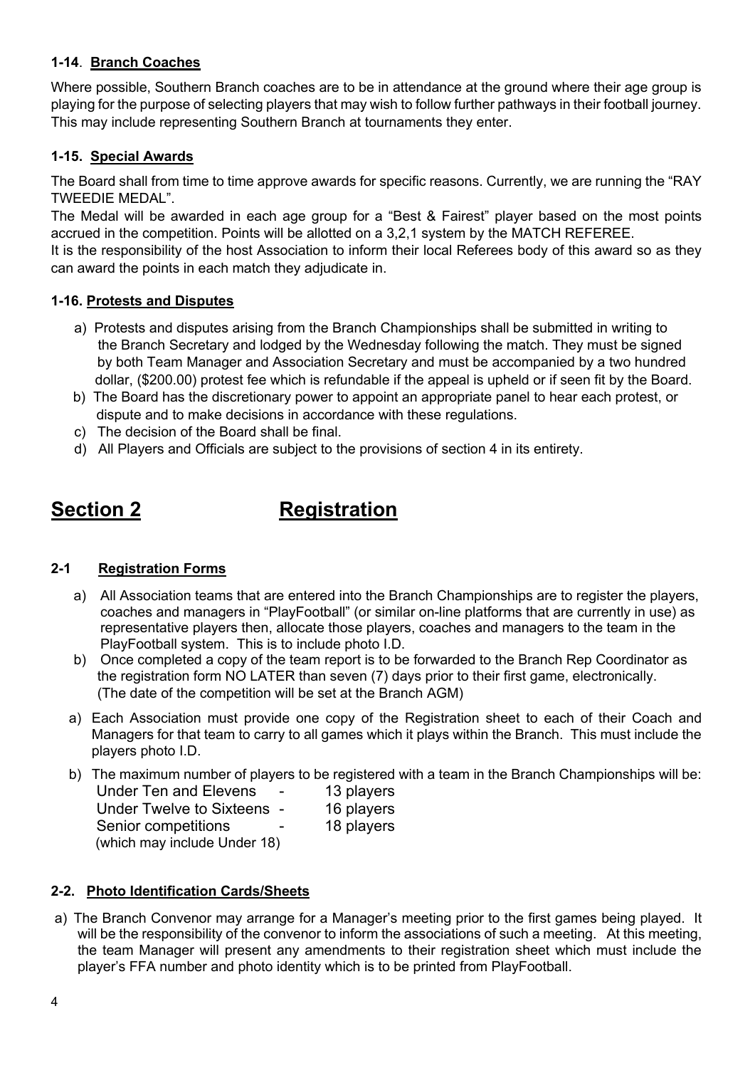**1-14**. **Branch Coaches**

Where possible, Southern Branch coaches are to be in attendance at the ground where their age group is playing for the purpose of selecting players that may wish to follow further pathways in their football journey. This may include representing Southern Branch at tournaments they enter.

**1-15. Special Awards**

The Board shall from time to time approve awards for specific reasons. Currently, we are running the "RAY TWEEDIE MEDAL".
The Medal will be awarded in each age group for a "Best & Fairest" player based on the most points accrued in the competition. Points will be allotted on a 3,2,1 system by the MATCH REFEREE.
It is the responsibility of the host Association to inform their local Referees body of this award so as they can award the points in each match they adjudicate in.

**1-16. Protests and Disputes**

a) Protests and disputes arising from the Branch Championships shall be submitted in writing to the Branch Secretary and lodged by the Wednesday following the match. They must be signed by both Team Manager and Association Secretary and must be accompanied by a two hundred dollar, ($200.00) protest fee which is refundable if the appeal is upheld or if seen fit by the Board.
b) The Board has the discretionary power to appoint an appropriate panel to hear each protest, or dispute and to make decisions in accordance with these regulations.
c) The decision of the Board shall be final.
d) All Players and Officials are subject to the provisions of section 4 in its entirety.

# Section 2 Registration

**2-1 Registration Forms**

a) All Association teams that are entered into the Branch Championships are to register the players, coaches and managers in "PlayFootball" (or similar on-line platforms that are currently in use) as representative players then, allocate those players, coaches and managers to the team in the PlayFootball system. This is to include photo I.D.
b) Once completed a copy of the team report is to be forwarded to the Branch Rep Coordinator as the registration form NO LATER than seven (7) days prior to their first game, electronically. (The date of the competition will be set at the Branch AGM)

a) Each Association must provide one copy of the Registration sheet to each of their Coach and Managers for that team to carry to all games which it plays within the Branch. This must include the players photo I.D.
b) The maximum number of players to be registered with a team in the Branch Championships will be:

Under Ten and Elevens - 13 players
Under Twelve to Sixteens - 16 players
Senior competitions - 18 players
(which may include Under 18)

**2-2. Photo Identification Cards/Sheets**

a) The Branch Convenor may arrange for a Manager's meeting prior to the first games being played. It will be the responsibility of the convenor to inform the associations of such a meeting. At this meeting, the team Manager will present any amendments to their registration sheet which must include the player's FFA number and photo identity which is to be printed from PlayFootball.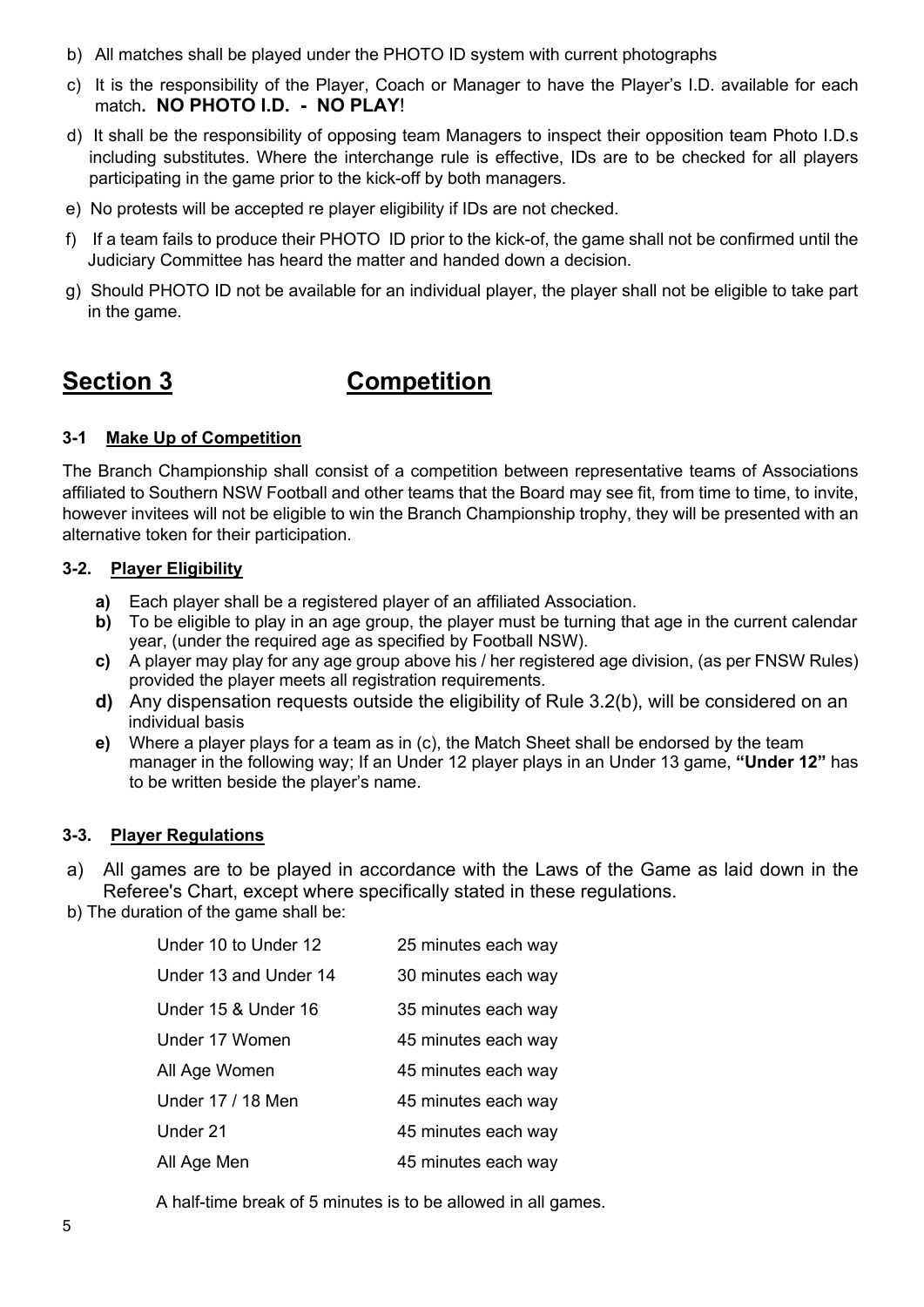b) All matches shall be played under the PHOTO ID system with current photographs

c) It is the responsibility of the Player, Coach or Manager to have the Player's I.D. available for each match. **NO PHOTO I.D. - NO PLAY**!

d) It shall be the responsibility of opposing team Managers to inspect their opposition team Photo I.D.s including substitutes. Where the interchange rule is effective, IDs are to be checked for all players participating in the game prior to the kick-off by both managers.

e) No protests will be accepted re player eligibility if IDs are not checked.

f) If a team fails to produce their PHOTO ID prior to the kick-of, the game shall not be confirmed until the Judiciary Committee has heard the matter and handed down a decision.

g) Should PHOTO ID not be available for an individual player, the player shall not be eligible to take part in the game.

# Section 3 Competition

### 3-1 Make Up of Competition

The Branch Championship shall consist of a competition between representative teams of Associations affiliated to Southern NSW Football and other teams that the Board may see fit, from time to time, to invite, however invitees will not be eligible to win the Branch Championship trophy, they will be presented with an alternative token for their participation.

### 3-2. Player Eligibility

**a)** Each player shall be a registered player of an affiliated Association.
**b)** To be eligible to play in an age group, the player must be turning that age in the current calendar year, (under the required age as specified by Football NSW).
**c)** A player may play for any age group above his / her registered age division, (as per FNSW Rules) provided the player meets all registration requirements.
**d)** Any dispensation requests outside the eligibility of Rule 3.2(b), will be considered on an individual basis
**e)** Where a player plays for a team as in (c), the Match Sheet shall be endorsed by the team manager in the following way; If an Under 12 player plays in an Under 13 game, **"Under 12"** has to be written beside the player's name.

### 3-3. Player Regulations

a) All games are to be played in accordance with the Laws of the Game as laid down in the Referee's Chart, except where specifically stated in these regulations.

b) The duration of the game shall be:

| | |
|---|---|
| Under 10 to Under 12 | 25 minutes each way |
| Under 13 and Under 14 | 30 minutes each way |
| Under 15 & Under 16 | 35 minutes each way |
| Under 17 Women | 45 minutes each way |
| All Age Women | 45 minutes each way |
| Under 17 / 18 Men | 45 minutes each way |
| Under 21 | 45 minutes each way |
| All Age Men | 45 minutes each way |

A half-time break of 5 minutes is to be allowed in all games.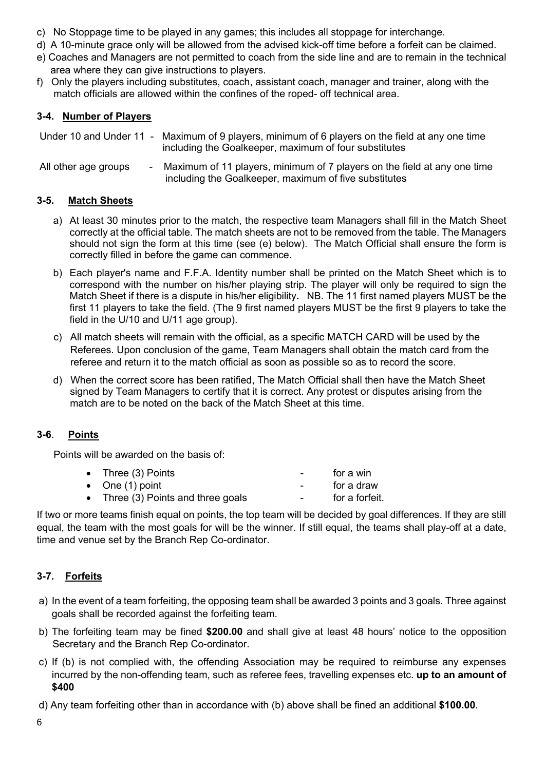c) No Stoppage time to be played in any games; this includes all stoppage for interchange.

d) A 10-minute grace only will be allowed from the advised kick-off time before a forfeit can be claimed.

e) Coaches and Managers are not permitted to coach from the side line and are to remain in the technical area where they can give instructions to players.

f) Only the players including substitutes, coach, assistant coach, manager and trainer, along with the match officials are allowed within the confines of the roped- off technical area.

### 3-4. Number of Players

Under 10 and Under 11 - Maximum of 9 players, minimum of 6 players on the field at any one time including the Goalkeeper, maximum of four substitutes

All other age groups - Maximum of 11 players, minimum of 7 players on the field at any one time including the Goalkeeper, maximum of five substitutes

### 3-5. Match Sheets

a) At least 30 minutes prior to the match, the respective team Managers shall fill in the Match Sheet correctly at the official table. The match sheets are not to be removed from the table. The Managers should not sign the form at this time (see (e) below). The Match Official shall ensure the form is correctly filled in before the game can commence.

b) Each player's name and F.F.A. Identity number shall be printed on the Match Sheet which is to correspond with the number on his/her playing strip. The player will only be required to sign the Match Sheet if there is a dispute in his/her eligibility**.** NB. The 11 first named players MUST be the first 11 players to take the field. (The 9 first named players MUST be the first 9 players to take the field in the U/10 and U/11 age group).

c) All match sheets will remain with the official, as a specific MATCH CARD will be used by the Referees. Upon conclusion of the game, Team Managers shall obtain the match card from the referee and return it to the match official as soon as possible so as to record the score.

d) When the correct score has been ratified, The Match Official shall then have the Match Sheet signed by Team Managers to certify that it is correct. Any protest or disputes arising from the match are to be noted on the back of the Match Sheet at this time.

### 3-6. Points

Points will be awarded on the basis of:

- Three (3) Points - for a win
- One (1) point - for a draw
- Three (3) Points and three goals - for a forfeit.

If two or more teams finish equal on points, the top team will be decided by goal differences. If they are still equal, the team with the most goals for will be the winner. If still equal, the teams shall play-off at a date, time and venue set by the Branch Rep Co-ordinator.

### 3-7. Forfeits

a) In the event of a team forfeiting, the opposing team shall be awarded 3 points and 3 goals. Three against goals shall be recorded against the forfeiting team.

b) The forfeiting team may be fined **$200.00** and shall give at least 48 hours' notice to the opposition Secretary and the Branch Rep Co-ordinator.

c) If (b) is not complied with, the offending Association may be required to reimburse any expenses incurred by the non-offending team, such as referee fees, travelling expenses etc. **up to an amount of $400**

d) Any team forfeiting other than in accordance with (b) above shall be fined an additional **$100.00**.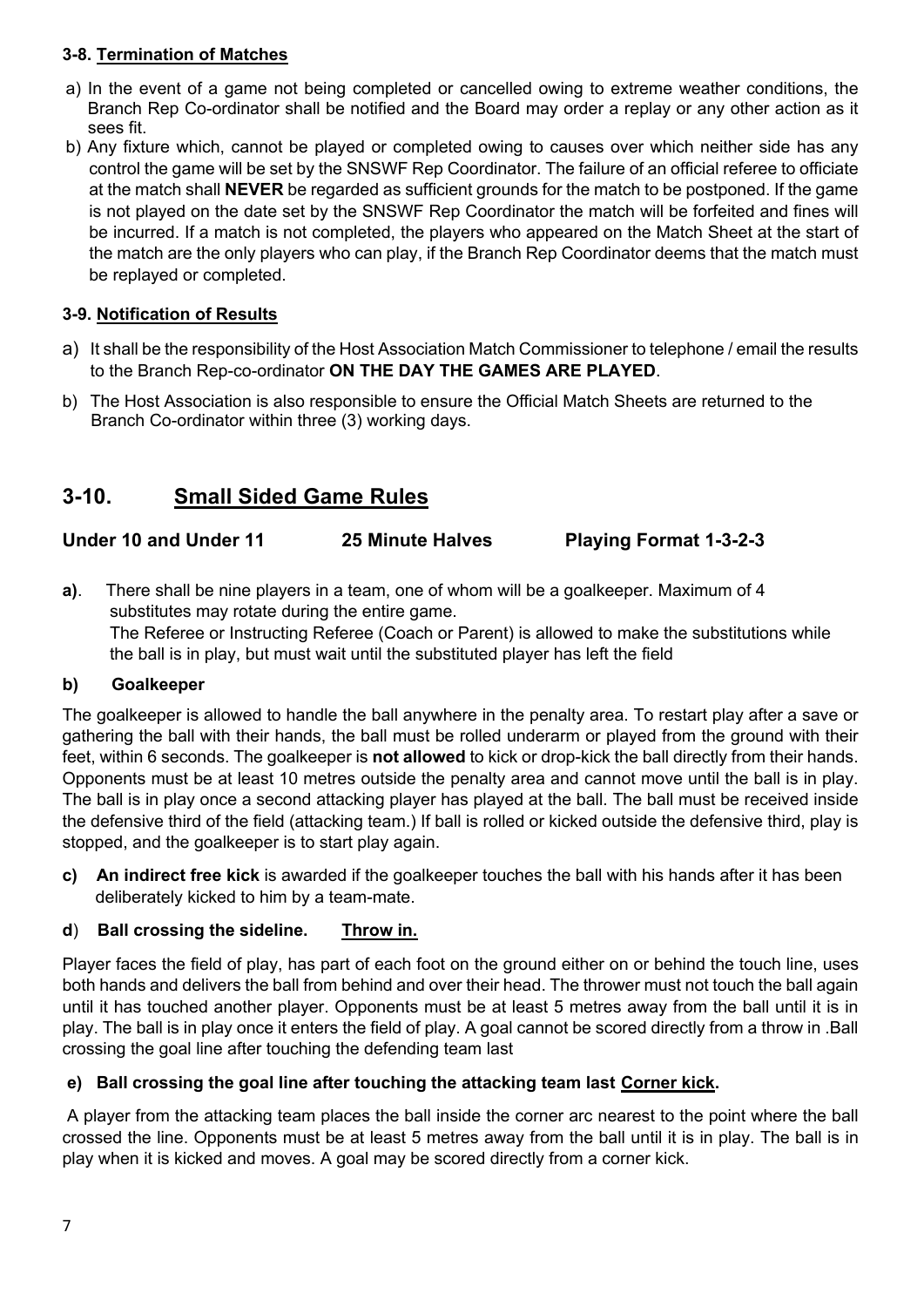### 3-8. <u>Termination of Matches</u>

a) In the event of a game not being completed or cancelled owing to extreme weather conditions, the Branch Rep Co-ordinator shall be notified and the Board may order a replay or any other action as it sees fit.

b) Any fixture which, cannot be played or completed owing to causes over which neither side has any control the game will be set by the SNSWF Rep Coordinator. The failure of an official referee to officiate at the match shall **NEVER** be regarded as sufficient grounds for the match to be postponed. If the game is not played on the date set by the SNSWF Rep Coordinator the match will be forfeited and fines will be incurred. If a match is not completed, the players who appeared on the Match Sheet at the start of the match are the only players who can play, if the Branch Rep Coordinator deems that the match must be replayed or completed.

### 3-9. <u>Notification of Results</u>

a) It shall be the responsibility of the Host Association Match Commissioner to telephone / email the results to the Branch Rep-co-ordinator **ON THE DAY THE GAMES ARE PLAYED**.

b) The Host Association is also responsible to ensure the Official Match Sheets are returned to the Branch Co-ordinator within three (3) working days.

## 3-10. <u>Small Sided Game Rules</u>

**Under 10 and Under 11 — 25 Minute Halves — Playing Format 1-3-2-3**

**a)**. There shall be nine players in a team, one of whom will be a goalkeeper. Maximum of 4 substitutes may rotate during the entire game.
The Referee or Instructing Referee (Coach or Parent) is allowed to make the substitutions while the ball is in play, but must wait until the substituted player has left the field

**b) Goalkeeper**

The goalkeeper is allowed to handle the ball anywhere in the penalty area. To restart play after a save or gathering the ball with their hands, the ball must be rolled underarm or played from the ground with their feet, within 6 seconds. The goalkeeper is **not allowed** to kick or drop-kick the ball directly from their hands. Opponents must be at least 10 metres outside the penalty area and cannot move until the ball is in play. The ball is in play once a second attacking player has played at the ball. The ball must be received inside the defensive third of the field (attacking team.) If ball is rolled or kicked outside the defensive third, play is stopped, and the goalkeeper is to start play again.

**c) An indirect free kick** is awarded if the goalkeeper touches the ball with his hands after it has been deliberately kicked to him by a team-mate.

**d) Ball crossing the sideline. <u>Throw in.</u>**

Player faces the field of play, has part of each foot on the ground either on or behind the touch line, uses both hands and delivers the ball from behind and over their head. The thrower must not touch the ball again until it has touched another player. Opponents must be at least 5 metres away from the ball until it is in play. The ball is in play once it enters the field of play. A goal cannot be scored directly from a throw in .Ball crossing the goal line after touching the defending team last

**e) Ball crossing the goal line after touching the attacking team last <u>Corner kick</u>.**

A player from the attacking team places the ball inside the corner arc nearest to the point where the ball crossed the line. Opponents must be at least 5 metres away from the ball until it is in play. The ball is in play when it is kicked and moves. A goal may be scored directly from a corner kick.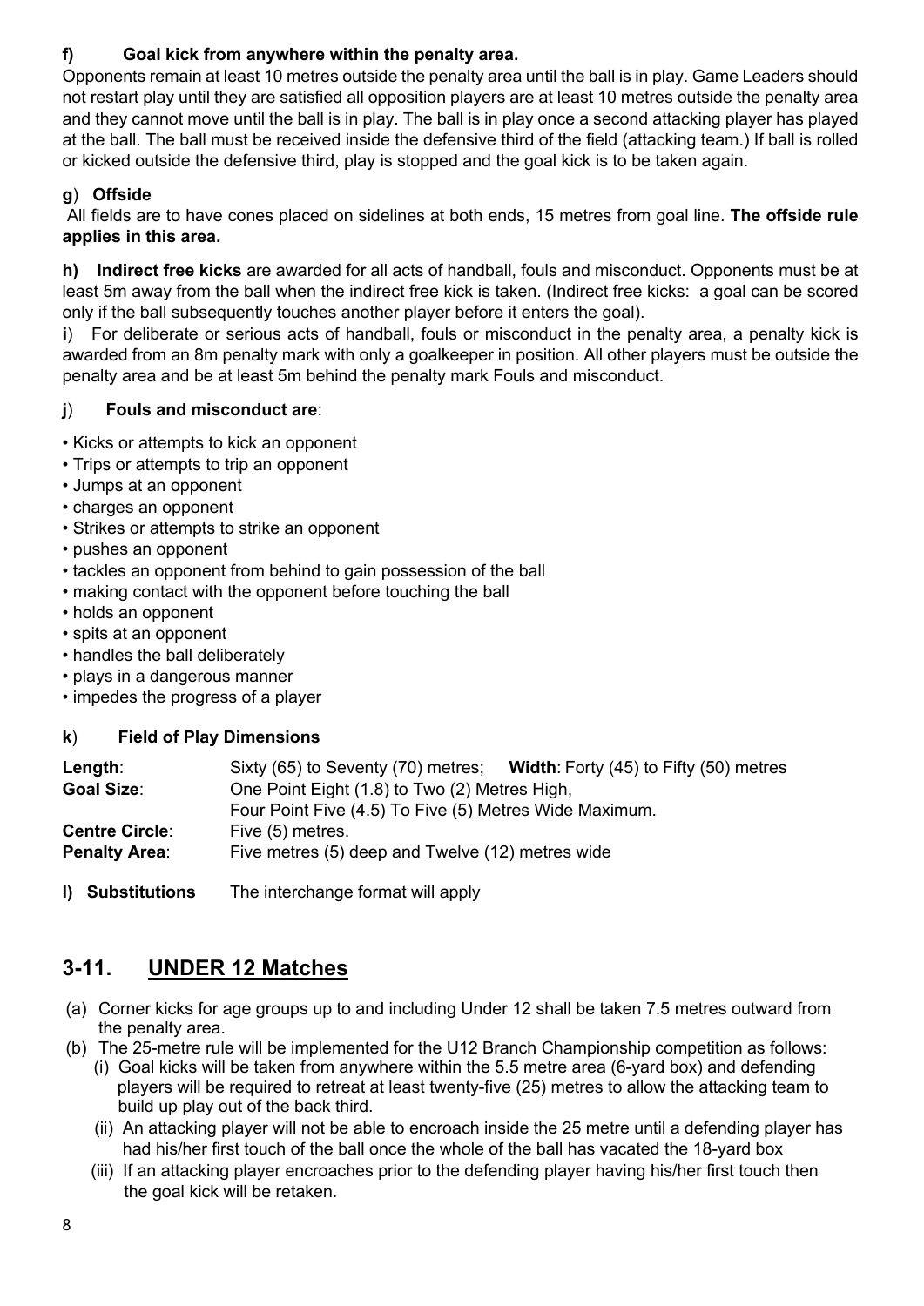**f) Goal kick from anywhere within the penalty area.**

Opponents remain at least 10 metres outside the penalty area until the ball is in play. Game Leaders should not restart play until they are satisfied all opposition players are at least 10 metres outside the penalty area and they cannot move until the ball is in play. The ball is in play once a second attacking player has played at the ball. The ball must be received inside the defensive third of the field (attacking team.) If ball is rolled or kicked outside the defensive third, play is stopped and the goal kick is to be taken again.

**g**) **Offside**

All fields are to have cones placed on sidelines at both ends, 15 metres from goal line. **The offside rule applies in this area.**

**h) Indirect free kicks** are awarded for all acts of handball, fouls and misconduct. Opponents must be at least 5m away from the ball when the indirect free kick is taken. (Indirect free kicks: a goal can be scored only if the ball subsequently touches another player before it enters the goal).

**i**) For deliberate or serious acts of handball, fouls or misconduct in the penalty area, a penalty kick is awarded from an 8m penalty mark with only a goalkeeper in position. All other players must be outside the penalty area and be at least 5m behind the penalty mark Fouls and misconduct.

**j**) **Fouls and misconduct are**:

- Kicks or attempts to kick an opponent
- Trips or attempts to trip an opponent
- Jumps at an opponent
- charges an opponent
- Strikes or attempts to strike an opponent
- pushes an opponent
- tackles an opponent from behind to gain possession of the ball
- making contact with the opponent before touching the ball
- holds an opponent
- spits at an opponent
- handles the ball deliberately
- plays in a dangerous manner
- impedes the progress of a player

**k**) **Field of Play Dimensions**

| | |
|---|---|
| **Length**: | Sixty (65) to Seventy (70) metres; **Width**: Forty (45) to Fifty (50) metres |
| **Goal Size**: | One Point Eight (1.8) to Two (2) Metres High, Four Point Five (4.5) To Five (5) Metres Wide Maximum. |
| **Centre Circle**: | Five (5) metres. |
| **Penalty Area**: | Five metres (5) deep and Twelve (12) metres wide |

**l) Substitutions** The interchange format will apply

## 3-11. UNDER 12 Matches

(a) Corner kicks for age groups up to and including Under 12 shall be taken 7.5 metres outward from the penalty area.

(b) The 25-metre rule will be implemented for the U12 Branch Championship competition as follows:

(i) Goal kicks will be taken from anywhere within the 5.5 metre area (6-yard box) and defending players will be required to retreat at least twenty-five (25) metres to allow the attacking team to build up play out of the back third.

(ii) An attacking player will not be able to encroach inside the 25 metre until a defending player has had his/her first touch of the ball once the whole of the ball has vacated the 18-yard box

(iii) If an attacking player encroaches prior to the defending player having his/her first touch then the goal kick will be retaken.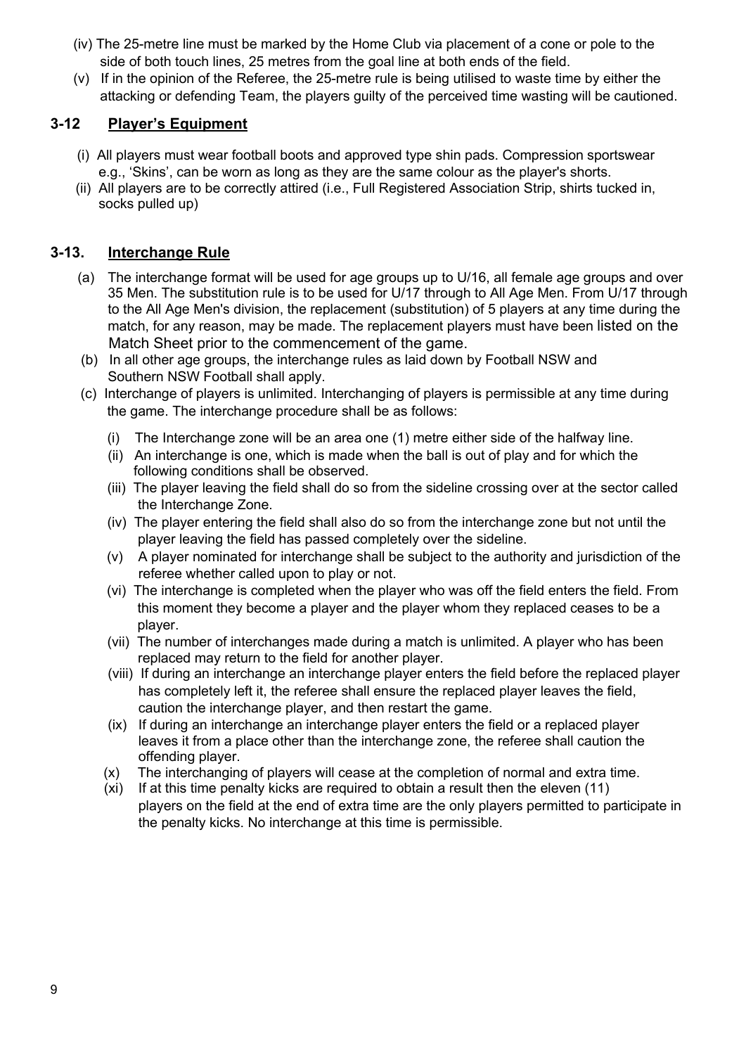(iv) The 25-metre line must be marked by the Home Club via placement of a cone or pole to the side of both touch lines, 25 metres from the goal line at both ends of the field.

(v) If in the opinion of the Referee, the 25-metre rule is being utilised to waste time by either the attacking or defending Team, the players guilty of the perceived time wasting will be cautioned.

## 3-12 Player's Equipment

(i) All players must wear football boots and approved type shin pads. Compression sportswear e.g., 'Skins', can be worn as long as they are the same colour as the player's shorts.

(ii) All players are to be correctly attired (i.e., Full Registered Association Strip, shirts tucked in, socks pulled up)

## 3-13. Interchange Rule

(a) The interchange format will be used for age groups up to U/16, all female age groups and over 35 Men. The substitution rule is to be used for U/17 through to All Age Men. From U/17 through to the All Age Men's division, the replacement (substitution) of 5 players at any time during the match, for any reason, may be made. The replacement players must have been listed on the Match Sheet prior to the commencement of the game.

(b) In all other age groups, the interchange rules as laid down by Football NSW and Southern NSW Football shall apply.

(c) Interchange of players is unlimited. Interchanging of players is permissible at any time during the game. The interchange procedure shall be as follows:

(i) The Interchange zone will be an area one (1) metre either side of the halfway line.

(ii) An interchange is one, which is made when the ball is out of play and for which the following conditions shall be observed.

(iii) The player leaving the field shall do so from the sideline crossing over at the sector called the Interchange Zone.

(iv) The player entering the field shall also do so from the interchange zone but not until the player leaving the field has passed completely over the sideline.

(v) A player nominated for interchange shall be subject to the authority and jurisdiction of the referee whether called upon to play or not.

(vi) The interchange is completed when the player who was off the field enters the field. From this moment they become a player and the player whom they replaced ceases to be a player.

(vii) The number of interchanges made during a match is unlimited. A player who has been replaced may return to the field for another player.

(viii) If during an interchange an interchange player enters the field before the replaced player has completely left it, the referee shall ensure the replaced player leaves the field, caution the interchange player, and then restart the game.

(ix) If during an interchange an interchange player enters the field or a replaced player leaves it from a place other than the interchange zone, the referee shall caution the offending player.

(x) The interchanging of players will cease at the completion of normal and extra time.

(xi) If at this time penalty kicks are required to obtain a result then the eleven (11) players on the field at the end of extra time are the only players permitted to participate in the penalty kicks. No interchange at this time is permissible.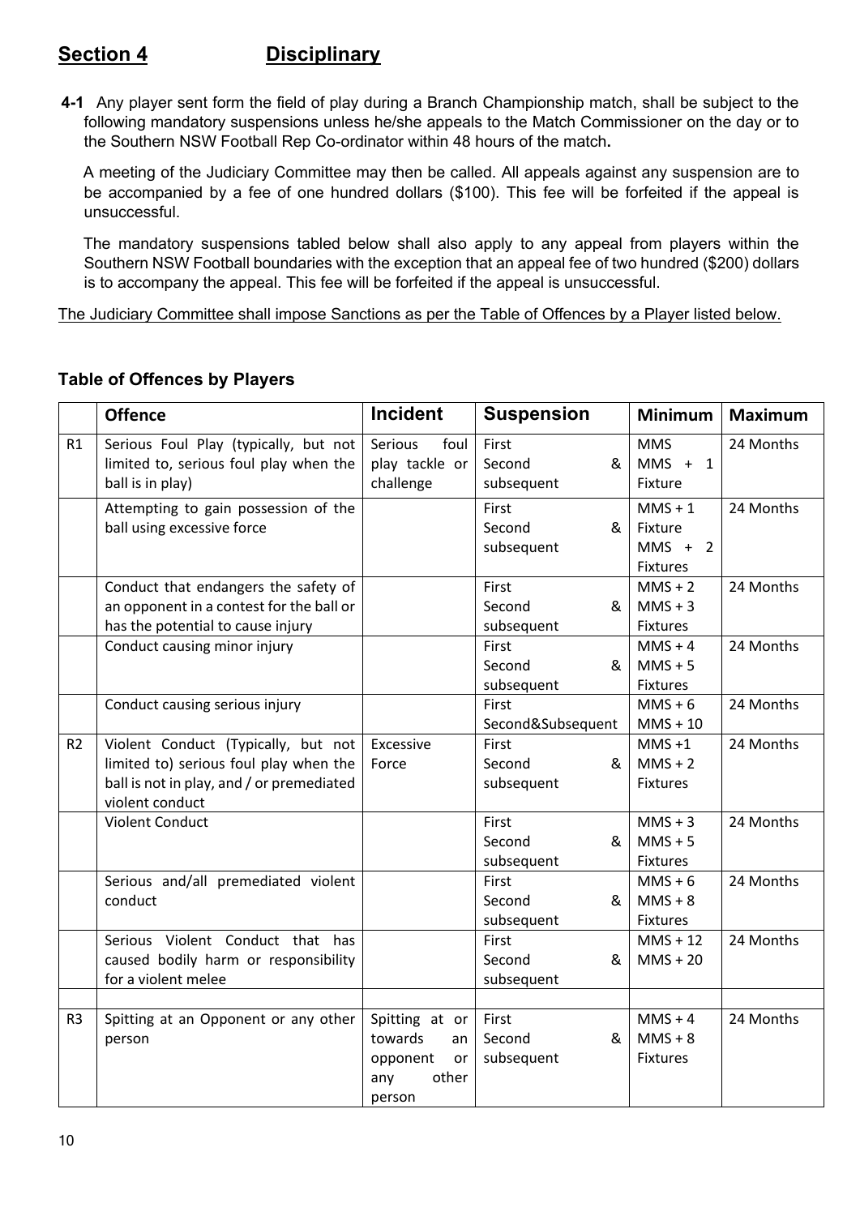## Section 4 Disciplinary

**4-1** Any player sent form the field of play during a Branch Championship match, shall be subject to the following mandatory suspensions unless he/she appeals to the Match Commissioner on the day or to the Southern NSW Football Rep Co-ordinator within 48 hours of the match**.**

A meeting of the Judiciary Committee may then be called. All appeals against any suspension are to be accompanied by a fee of one hundred dollars ($100). This fee will be forfeited if the appeal is unsuccessful.

The mandatory suspensions tabled below shall also apply to any appeal from players within the Southern NSW Football boundaries with the exception that an appeal fee of two hundred ($200) dollars is to accompany the appeal. This fee will be forfeited if the appeal is unsuccessful.

The Judiciary Committee shall impose Sanctions as per the Table of Offences by a Player listed below.

### Table of Offences by Players

| | Offence | Incident | Suspension | Minimum | Maximum |
|---|---|---|---|---|---|
| R1 | Serious Foul Play (typically, but not limited to, serious foul play when the ball is in play) | Serious foul play tackle or challenge | First<br>Second & subsequent | MMS<br>MMS + 1 Fixture | 24 Months |
| | Attempting to gain possession of the ball using excessive force | | First<br>Second & subsequent | MMS + 1 Fixture<br>MMS + 2 Fixtures | 24 Months |
| | Conduct that endangers the safety of an opponent in a contest for the ball or has the potential to cause injury | | First<br>Second & subsequent | MMS + 2<br>MMS + 3 Fixtures | 24 Months |
| | Conduct causing minor injury | | First<br>Second & subsequent | MMS + 4<br>MMS + 5 Fixtures | 24 Months |
| | Conduct causing serious injury | | First<br>Second&Subsequent | MMS + 6<br>MMS + 10 | 24 Months |
| R2 | Violent Conduct (Typically, but not limited to) serious foul play when the ball is not in play, and / or premediated violent conduct | Excessive Force | First<br>Second & subsequent | MMS +1<br>MMS + 2 Fixtures | 24 Months |
| | Violent Conduct | | First<br>Second & subsequent | MMS + 3<br>MMS + 5 Fixtures | 24 Months |
| | Serious and/all premediated violent conduct | | First<br>Second & subsequent | MMS + 6<br>MMS + 8 Fixtures | 24 Months |
| | Serious Violent Conduct that has caused bodily harm or responsibility for a violent melee | | First<br>Second & subsequent | MMS + 12<br>MMS + 20 | 24 Months |
| | | | | | |
| R3 | Spitting at an Opponent or any other person | Spitting at or towards an opponent or any other person | First<br>Second & subsequent | MMS + 4<br>MMS + 8 Fixtures | 24 Months |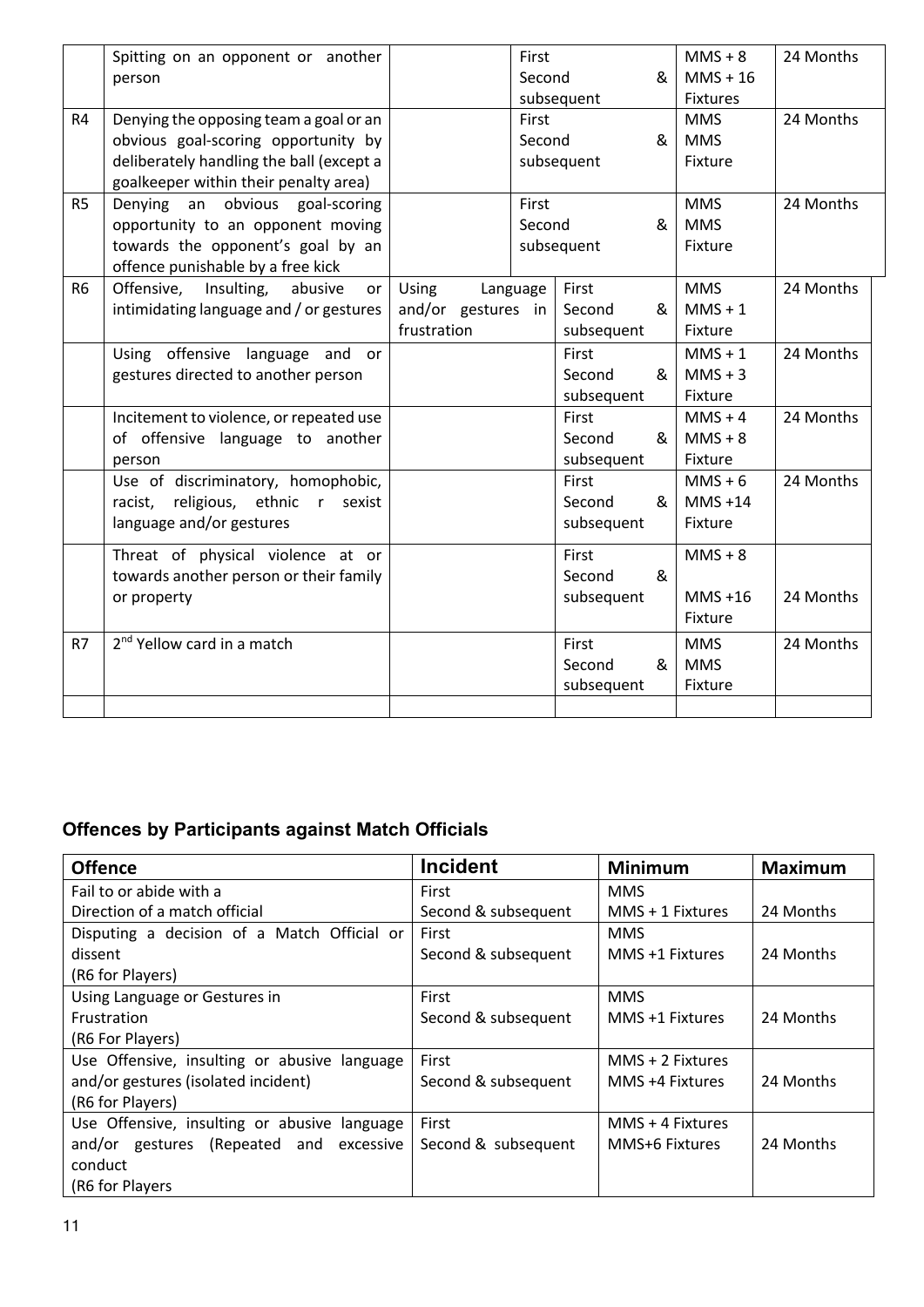|  | Spitting on an opponent or another person |  | First<br>Second & subsequent | MMS + 8<br>MMS + 16<br>Fixtures | 24 Months |
|---|---|---|---|---|---|
| R4 | Denying the opposing team a goal or an obvious goal-scoring opportunity by deliberately handling the ball (except a goalkeeper within their penalty area) |  | First<br>Second & subsequent | MMS<br>MMS<br>Fixture | 24 Months |
| R5 | Denying an obvious goal-scoring opportunity to an opponent moving towards the opponent's goal by an offence punishable by a free kick |  | First<br>Second & subsequent | MMS<br>MMS<br>Fixture | 24 Months |
| R6 | Offensive, Insulting, abusive or intimidating language and / or gestures | Using Language and/or gestures in frustration | First<br>Second & subsequent | MMS<br>MMS + 1<br>Fixture | 24 Months |
|  | Using offensive language and or gestures directed to another person |  | First<br>Second & subsequent | MMS + 1<br>MMS + 3<br>Fixture | 24 Months |
|  | Incitement to violence, or repeated use of offensive language to another person |  | First<br>Second & subsequent | MMS + 4<br>MMS + 8<br>Fixture | 24 Months |
|  | Use of discriminatory, homophobic, racist, religious, ethnic r sexist language and/or gestures |  | First<br>Second & subsequent | MMS + 6<br>MMS +14<br>Fixture | 24 Months |
|  | Threat of physical violence at or towards another person or their family or property |  | First<br>Second & subsequent | MMS + 8<br>MMS +16<br>Fixture | 24 Months |
| R7 | 2nd Yellow card in a match |  | First<br>Second & subsequent | MMS<br>MMS<br>Fixture | 24 Months |
|  |  |  |  |  |  |

## Offences by Participants against Match Officials

| Offence | Incident | Minimum | Maximum |
|---|---|---|---|
| Fail to or abide with a Direction of a match official | First<br>Second & subsequent | MMS<br>MMS + 1 Fixtures | 24 Months |
| Disputing a decision of a Match Official or dissent (R6 for Players) | First<br>Second & subsequent | MMS<br>MMS +1 Fixtures | 24 Months |
| Using Language or Gestures in Frustration (R6 For Players) | First<br>Second & subsequent | MMS<br>MMS +1 Fixtures | 24 Months |
| Use Offensive, insulting or abusive language and/or gestures (isolated incident) (R6 for Players) | First<br>Second & subsequent | MMS + 2 Fixtures<br>MMS +4 Fixtures | 24 Months |
| Use Offensive, insulting or abusive language and/or gestures (Repeated and excessive conduct (R6 for Players | First<br>Second & subsequent | MMS + 4 Fixtures<br>MMS+6 Fixtures | 24 Months |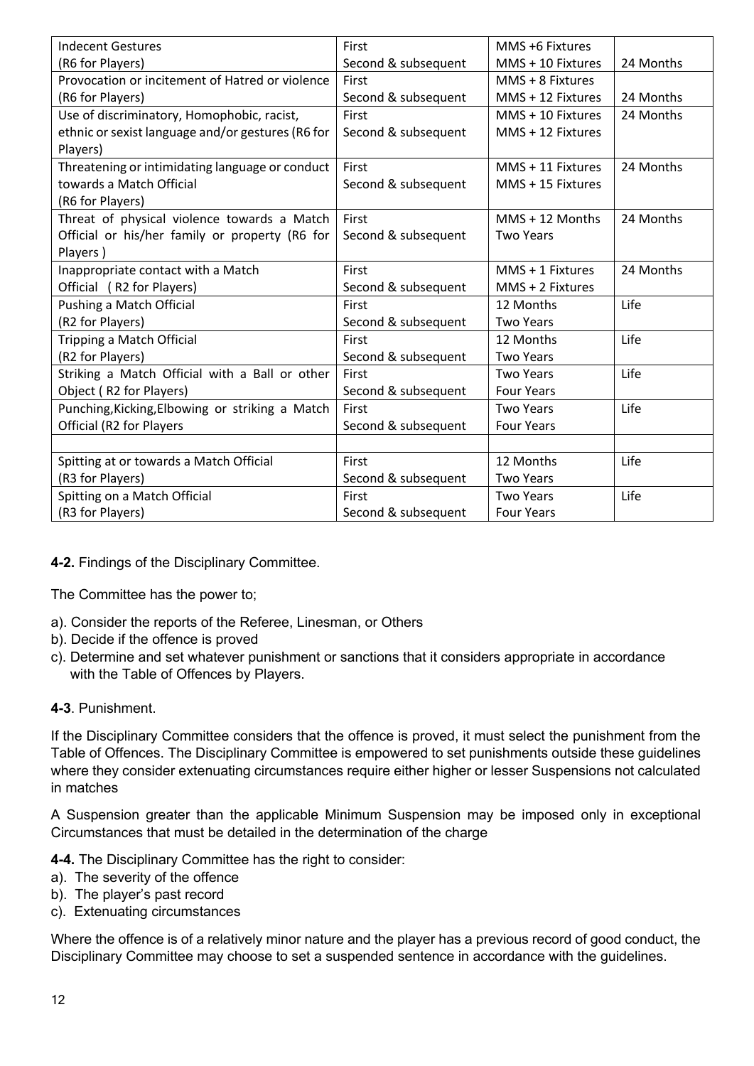| Indecent Gestures (R6 for Players) | First<br>Second & subsequent | MMS +6 Fixtures<br>MMS + 10 Fixtures | 24 Months |
|---|---|---|---|
| Provocation or incitement of Hatred or violence (R6 for Players) | First<br>Second & subsequent | MMS + 8 Fixtures<br>MMS + 12 Fixtures | 24 Months |
| Use of discriminatory, Homophobic, racist, ethnic or sexist language and/or gestures (R6 for Players) | First<br>Second & subsequent | MMS + 10 Fixtures<br>MMS + 12 Fixtures | 24 Months |
| Threatening or intimidating language or conduct towards a Match Official (R6 for Players) | First<br>Second & subsequent | MMS + 11 Fixtures<br>MMS + 15 Fixtures | 24 Months |
| Threat of physical violence towards a Match Official or his/her family or property (R6 for Players ) | First<br>Second & subsequent | MMS + 12 Months<br>Two Years | 24 Months |
| Inappropriate contact with a Match Official ( R2 for Players) | First<br>Second & subsequent | MMS + 1 Fixtures<br>MMS + 2 Fixtures | 24 Months |
| Pushing a Match Official (R2 for Players) | First<br>Second & subsequent | 12 Months<br>Two Years | Life |
| Tripping a Match Official (R2 for Players) | First<br>Second & subsequent | 12 Months<br>Two Years | Life |
| Striking a Match Official with a Ball or other Object ( R2 for Players) | First<br>Second & subsequent | Two Years<br>Four Years | Life |
| Punching,Kicking,Elbowing or striking a Match Official (R2 for Players | First<br>Second & subsequent | Two Years<br>Four Years | Life |
| | | | |
| Spitting at or towards a Match Official (R3 for Players) | First<br>Second & subsequent | 12 Months<br>Two Years | Life |
| Spitting on a Match Official (R3 for Players) | First<br>Second & subsequent | Two Years<br>Four Years | Life |

**4-2.** Findings of the Disciplinary Committee.

The Committee has the power to;

a). Consider the reports of the Referee, Linesman, or Others
b). Decide if the offence is proved
c). Determine and set whatever punishment or sanctions that it considers appropriate in accordance with the Table of Offences by Players.

**4-3**. Punishment.

If the Disciplinary Committee considers that the offence is proved, it must select the punishment from the Table of Offences. The Disciplinary Committee is empowered to set punishments outside these guidelines where they consider extenuating circumstances require either higher or lesser Suspensions not calculated in matches

A Suspension greater than the applicable Minimum Suspension may be imposed only in exceptional Circumstances that must be detailed in the determination of the charge

**4-4.** The Disciplinary Committee has the right to consider:
a). The severity of the offence
b). The player's past record
c). Extenuating circumstances

Where the offence is of a relatively minor nature and the player has a previous record of good conduct, the Disciplinary Committee may choose to set a suspended sentence in accordance with the guidelines.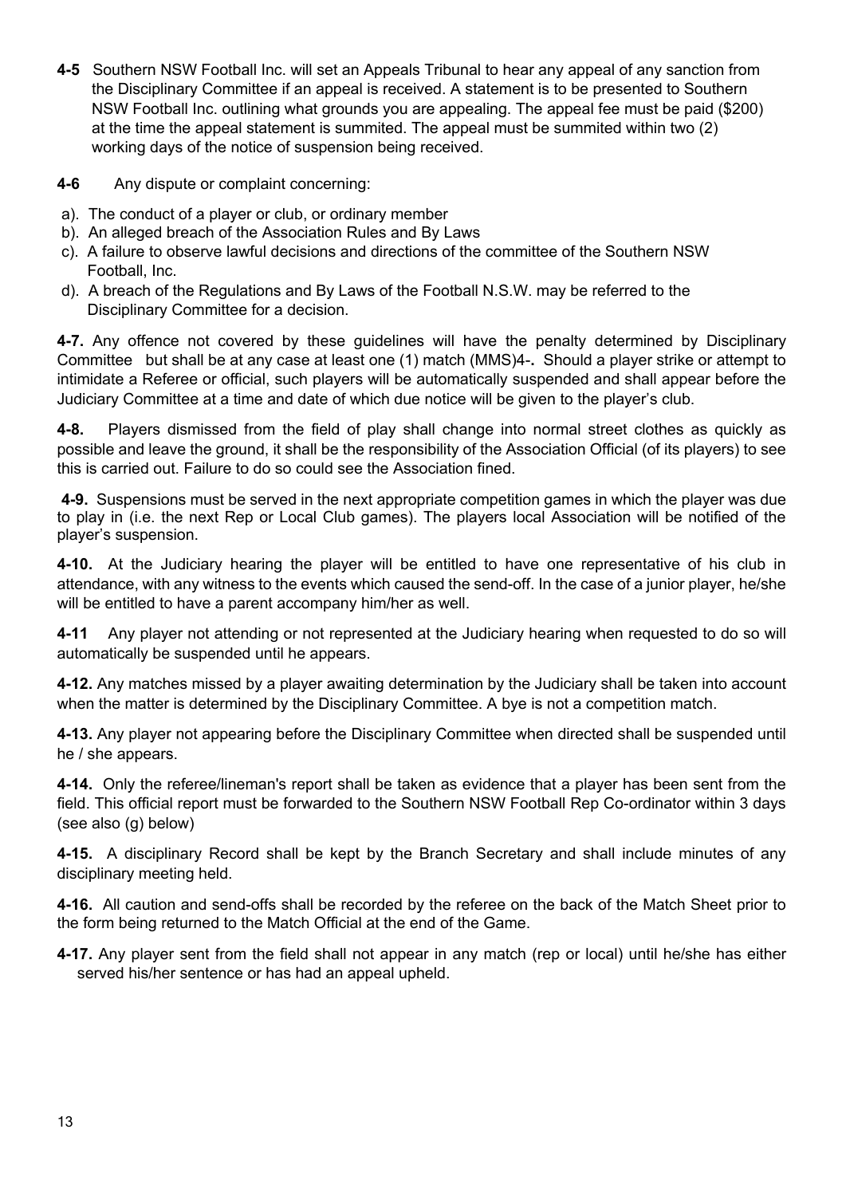**4-5** Southern NSW Football Inc. will set an Appeals Tribunal to hear any appeal of any sanction from the Disciplinary Committee if an appeal is received. A statement is to be presented to Southern NSW Football Inc. outlining what grounds you are appealing. The appeal fee must be paid ($200) at the time the appeal statement is summited. The appeal must be summited within two (2) working days of the notice of suspension being received.

**4-6** Any dispute or complaint concerning:

a). The conduct of a player or club, or ordinary member
b). An alleged breach of the Association Rules and By Laws
c). A failure to observe lawful decisions and directions of the committee of the Southern NSW Football, Inc.
d). A breach of the Regulations and By Laws of the Football N.S.W. may be referred to the Disciplinary Committee for a decision.

**4-7.** Any offence not covered by these guidelines will have the penalty determined by Disciplinary Committee but shall be at any case at least one (1) match (MMS)4-**.** Should a player strike or attempt to intimidate a Referee or official, such players will be automatically suspended and shall appear before the Judiciary Committee at a time and date of which due notice will be given to the player's club.

**4-8.** Players dismissed from the field of play shall change into normal street clothes as quickly as possible and leave the ground, it shall be the responsibility of the Association Official (of its players) to see this is carried out. Failure to do so could see the Association fined.

**4-9.** Suspensions must be served in the next appropriate competition games in which the player was due to play in (i.e. the next Rep or Local Club games). The players local Association will be notified of the player's suspension.

**4-10.** At the Judiciary hearing the player will be entitled to have one representative of his club in attendance, with any witness to the events which caused the send-off. In the case of a junior player, he/she will be entitled to have a parent accompany him/her as well.

**4-11** Any player not attending or not represented at the Judiciary hearing when requested to do so will automatically be suspended until he appears.

**4-12.** Any matches missed by a player awaiting determination by the Judiciary shall be taken into account when the matter is determined by the Disciplinary Committee. A bye is not a competition match.

**4-13.** Any player not appearing before the Disciplinary Committee when directed shall be suspended until he / she appears.

**4-14.** Only the referee/lineman's report shall be taken as evidence that a player has been sent from the field. This official report must be forwarded to the Southern NSW Football Rep Co-ordinator within 3 days (see also (g) below)

**4-15.** A disciplinary Record shall be kept by the Branch Secretary and shall include minutes of any disciplinary meeting held.

**4-16.** All caution and send-offs shall be recorded by the referee on the back of the Match Sheet prior to the form being returned to the Match Official at the end of the Game.

**4-17.** Any player sent from the field shall not appear in any match (rep or local) until he/she has either served his/her sentence or has had an appeal upheld.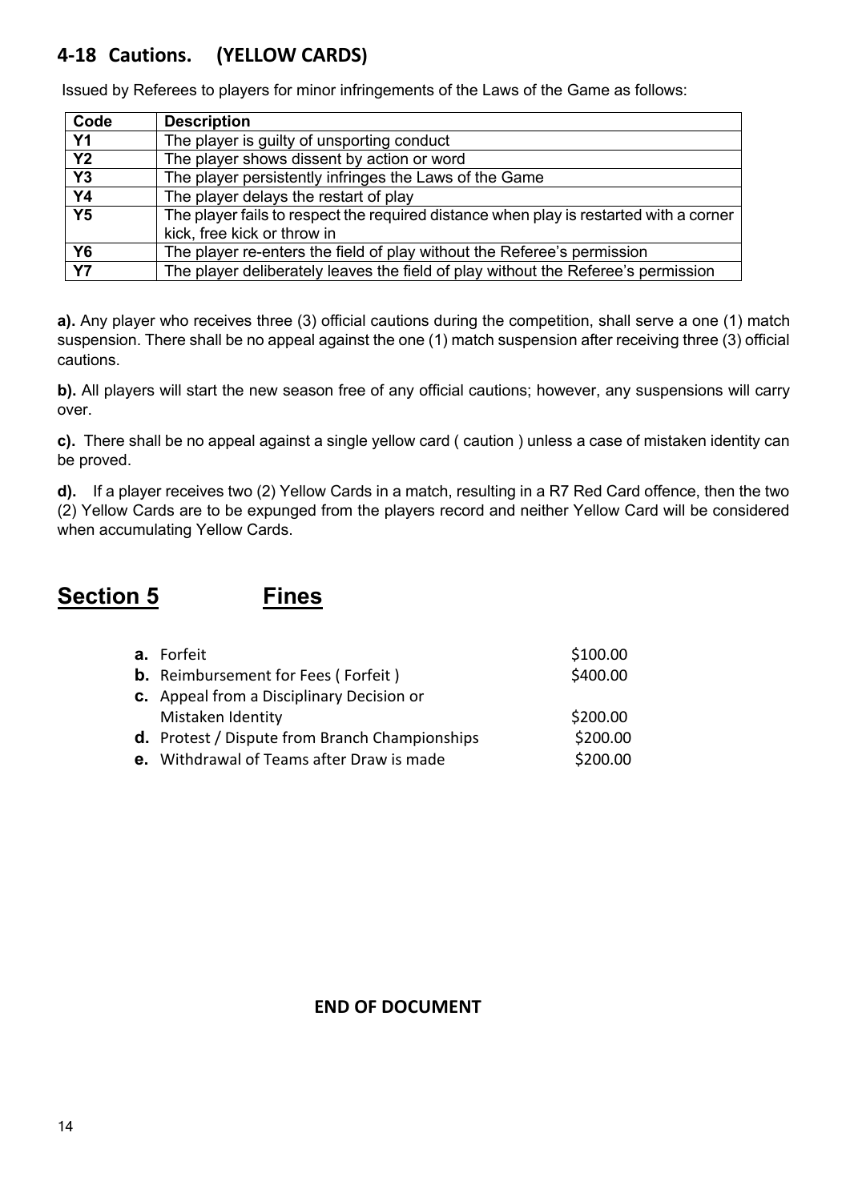## 4-18 Cautions. (YELLOW CARDS)

Issued by Referees to players for minor infringements of the Laws of the Game as follows:

| Code | Description |
|---|---|
| **Y1** | The player is guilty of unsporting conduct |
| **Y2** | The player shows dissent by action or word |
| **Y3** | The player persistently infringes the Laws of the Game |
| **Y4** | The player delays the restart of play |
| **Y5** | The player fails to respect the required distance when play is restarted with a corner kick, free kick or throw in |
| **Y6** | The player re-enters the field of play without the Referee's permission |
| **Y7** | The player deliberately leaves the field of play without the Referee's permission |

**a).** Any player who receives three (3) official cautions during the competition, shall serve a one (1) match suspension. There shall be no appeal against the one (1) match suspension after receiving three (3) official cautions.

**b).** All players will start the new season free of any official cautions; however, any suspensions will carry over.

**c).** There shall be no appeal against a single yellow card ( caution ) unless a case of mistaken identity can be proved.

**d).** If a player receives two (2) Yellow Cards in a match, resulting in a R7 Red Card offence, then the two (2) Yellow Cards are to be expunged from the players record and neither Yellow Card will be considered when accumulating Yellow Cards.

# Section 5 Fines

| | | |
|---|---|---|
| **a.** | Forfeit | \$100.00 |
| **b.** | Reimbursement for Fees ( Forfeit ) | \$400.00 |
| **c.** | Appeal from a Disciplinary Decision or Mistaken Identity | \$200.00 |
| **d.** | Protest / Dispute from Branch Championships | \$200.00 |
| **e.** | Withdrawal of Teams after Draw is made | \$200.00 |

**END OF DOCUMENT**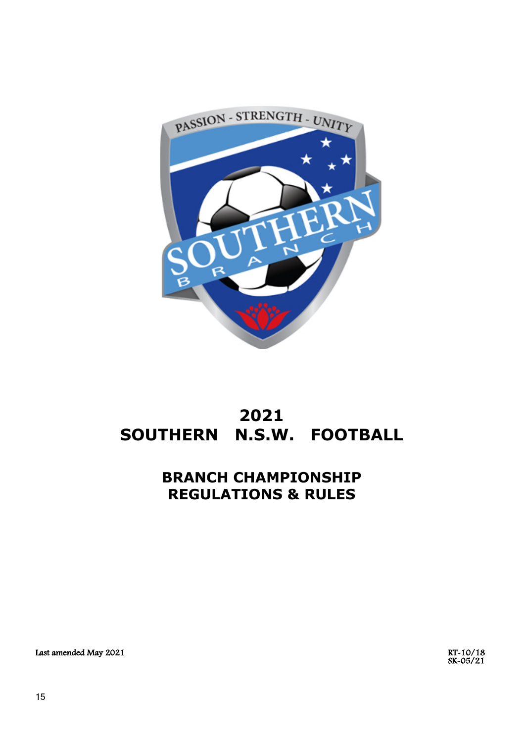# 2021
# SOUTHERN N.S.W. FOOTBALL

## BRANCH CHAMPIONSHIP REGULATIONS & RULES

Last amended May 2021

RT-10/18
SK-05/21